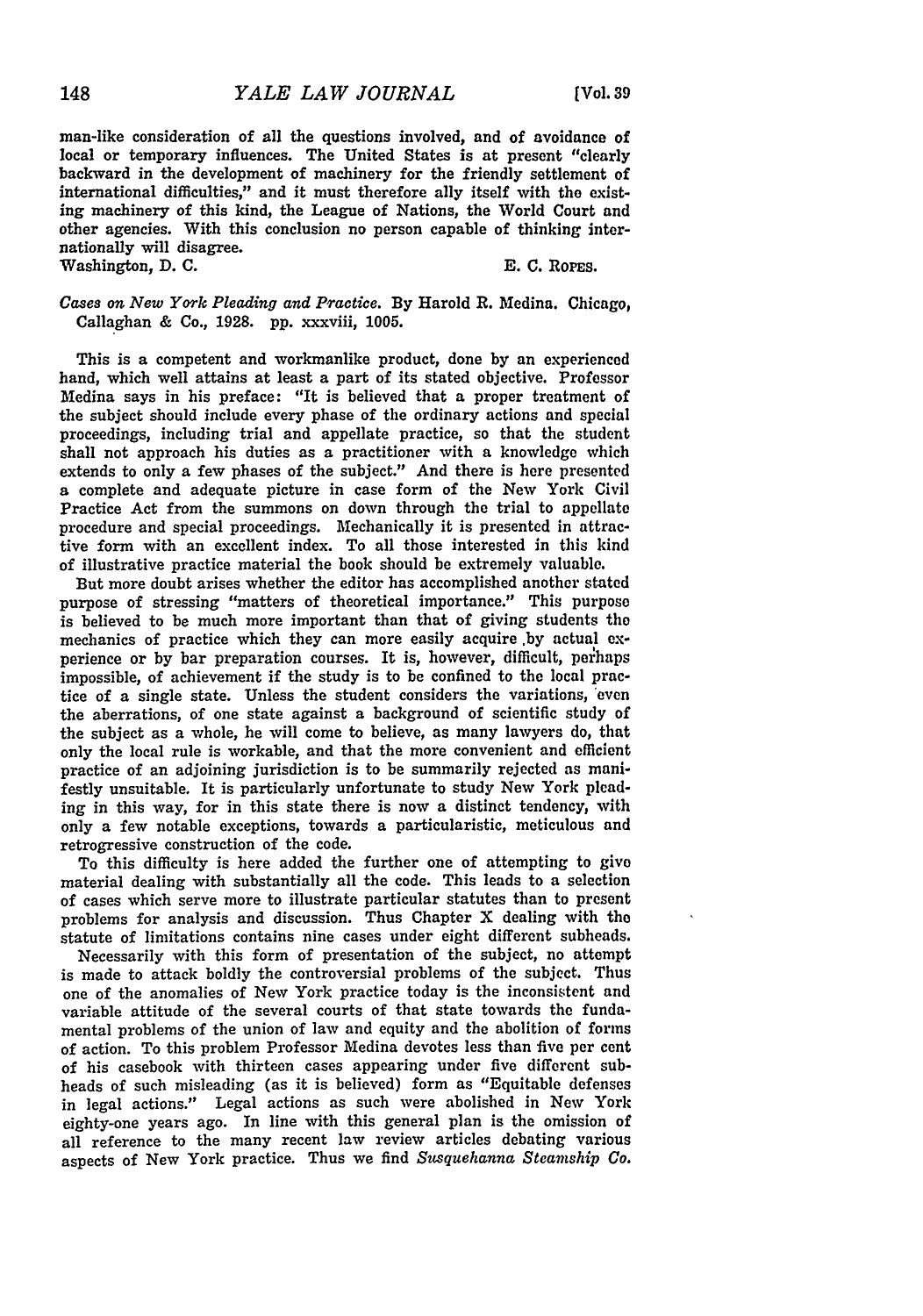man-like consideration of all the questions involved, and of avoidance of local or temporary influences. The United States is at present "clearly backward in the development of machinery for the friendly settlement of international difficulties," and it must therefore ally itself with the existing machinery of this kind, the League of Nations, the World Court and other agencies. With this conclusion no person capable of thinking internationally will disagree.

Washington, D. C. E. C. ROPES.

*Cases on New York Pleading and Practice.* By Harold R. Medina. Chicago, Callaghan & Co., 1928. pp. xxxviii, 1005.

This is a competent and workmanlike product, done by an experienced hand, which well attains at least a part of its stated objective. Professor Medina says in his preface: "It is believed that a proper treatment of the subject should include every phase of the ordinary actions and special proceedings, including trial and appellate practice, so that the student shall not approach his duties as a practitioner with a knowledge which extends to only a few phases of the subject." And there is here presented a complete and adequate picture in case form of the New York Civil Practice Act from the summons on down through the trial to appellate procedure and special proceedings. Mechanically it is presented in attractive form with an excellent index. To all those interested in this kind of illustrative practice material the book should be extremely valuable.

But more doubt arises whether the editor has accomplished another stated purpose of stressing "matters of theoretical importance." This purpose is believed to be much more important than that of giving students the mechanics of practice which they can more easily acquire by actual experience or by bar preparation courses. It is, however, difficult, perhaps impossible, of achievement if the study is to be confined to the local practice of a single state. Unless the student considers the variations, even the aberrations, of one state against a background of scientific study of the subject as a whole, he will come to believe, as many lawyers do, that only the local rule is workable, and that the more convenient and efficient practice of an adjoining jurisdiction is to be summarily rejected as manifestly unsuitable. It is particularly unfortunate to study New York pleading in this way, for in this state there is now a distinct tendency, with only a few notable exceptions, towards a particularistic, meticulous and retrogressive construction of the code.

To this difficulty is here added the further one of attempting to give material dealing with substantially all the code. This leads to a selection of cases which serve more to illustrate particular statutes than to present problems for analysis and discussion. Thus Chapter X dealing with the statute of limitations contains nine cases under eight different subheads.

Necessarily with this form of presentation of the subject, no attempt is made to attack boldly the controversial problems of the subject. Thus one of the anomalies of New York practice today is the inconsistent and variable attitude of the several courts of that state towards the fundamental problems of the union of law and equity and the abolition of forms of action. To this problem Professor Medina devotes less than five per cent of his casebook with thirteen cases appearing under five different subheads of such misleading (as it is believed) form as "Equitable defenses in legal actions." Legal actions as such were abolished in New York eighty-one years ago. In line with this general plan is the omission of all reference to the many recent law review articles debating various aspects of New York practice. Thus we find *Susquehanna Steamship Co.*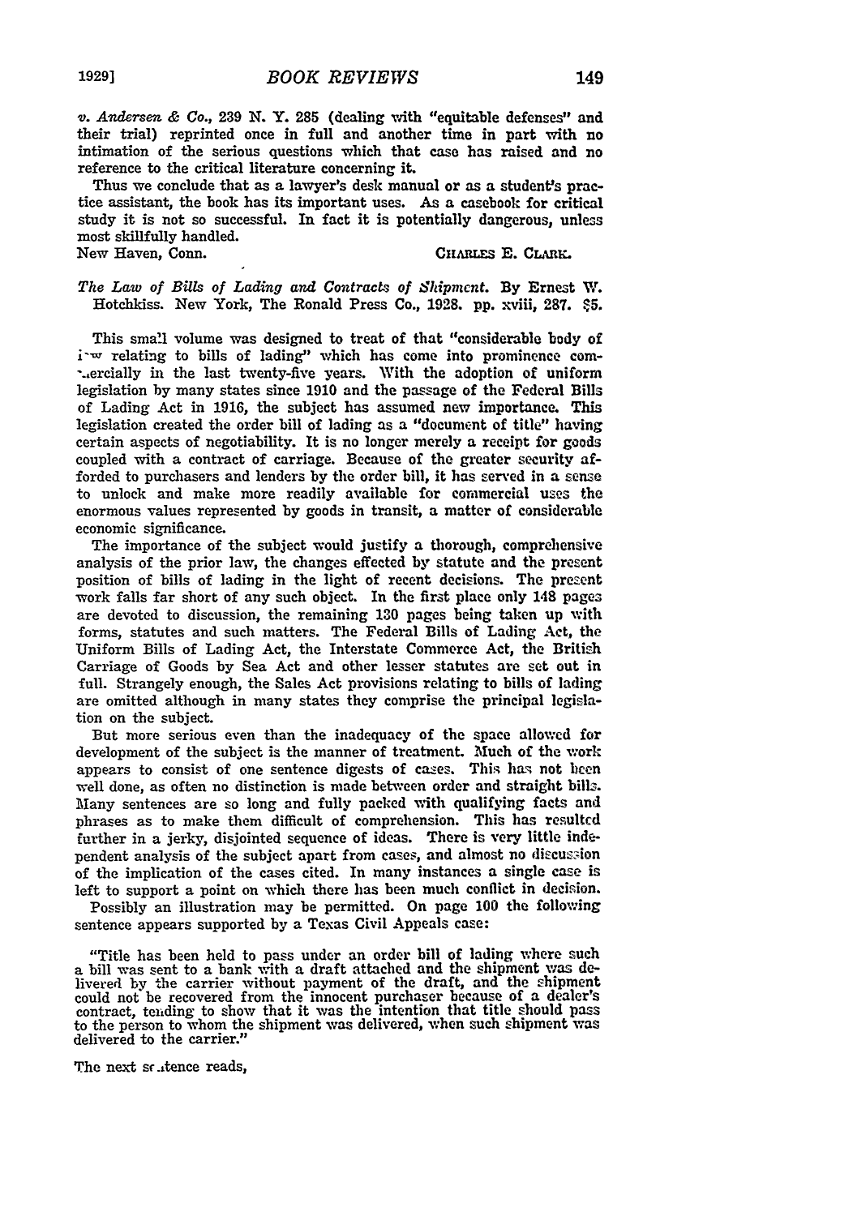*v. Andersen & Co.*, 239 N. Y. 285 (dealing with "equitable defenses" and their trial) reprinted once in full and another time in part with no intimation of the serious questions which that case has raised and no reference to the critical literature concerning it.

Thus we conclude that as a lawyer's desk manual or as a student's practice assistant, the book has its important uses. As a casebook for critical study it is not so successful. In fact it is potentially dangerous, unless most skillfully handled.

New Haven, Conn. CHARLES E. CLARK.

*The Law of Bills of Lading and Contracts of Shipment.* By Ernest W. Hotchkiss. New York, The Ronald Press Co., 1928. pp. xviii, 287. $5.

This small volume was designed to treat of that "considerable body of law relating to bills of lading" which has come into prominence commercially in the last twenty-five years. With the adoption of uniform legislation by many states since 1910 and the passage of the Federal Bills of Lading Act in 1916, the subject has assumed new importance. This legislation created the order bill of lading as a "document of title" having certain aspects of negotiability. It is no longer merely a receipt for goods coupled with a contract of carriage. Because of the greater security afforded to purchasers and lenders by the order bill, it has served in a sense to unlock and make more readily available for commercial uses the enormous values represented by goods in transit, a matter of considerable economic significance.

The importance of the subject would justify a thorough, comprehensive analysis of the prior law, the changes effected by statute and the present position of bills of lading in the light of recent decisions. The present work falls far short of any such object. In the first place only 148 pages are devoted to discussion, the remaining 130 pages being taken up with forms, statutes and such matters. The Federal Bills of Lading Act, the Uniform Bills of Lading Act, the Interstate Commerce Act, the British Carriage of Goods by Sea Act and other lesser statutes are set out in full. Strangely enough, the Sales Act provisions relating to bills of lading are omitted although in many states they comprise the principal legislation on the subject.

But more serious even than the inadequacy of the space allowed for development of the subject is the manner of treatment. Much of the work appears to consist of one sentence digests of cases. This has not been well done, as often no distinction is made between order and straight bills. Many sentences are so long and fully packed with qualifying facts and phrases as to make them difficult of comprehension. This has resulted further in a jerky, disjointed sequence of ideas. There is very little independent analysis of the subject apart from cases, and almost no discussion of the implication of the cases cited. In many instances a single case is left to support a point on which there has been much conflict in decision.

Possibly an illustration may be permitted. On page 100 the following sentence appears supported by a Texas Civil Appeals case:

> "Title has been held to pass under an order bill of lading where such a bill was sent to a bank with a draft attached and the shipment was delivered by the carrier without payment of the draft, and the shipment could not be recovered from the innocent purchaser because of a dealer's contract, tending to show that it was the intention that title should pass to the person to whom the shipment was delivered, when such shipment was delivered to the carrier."

The next sentence reads,